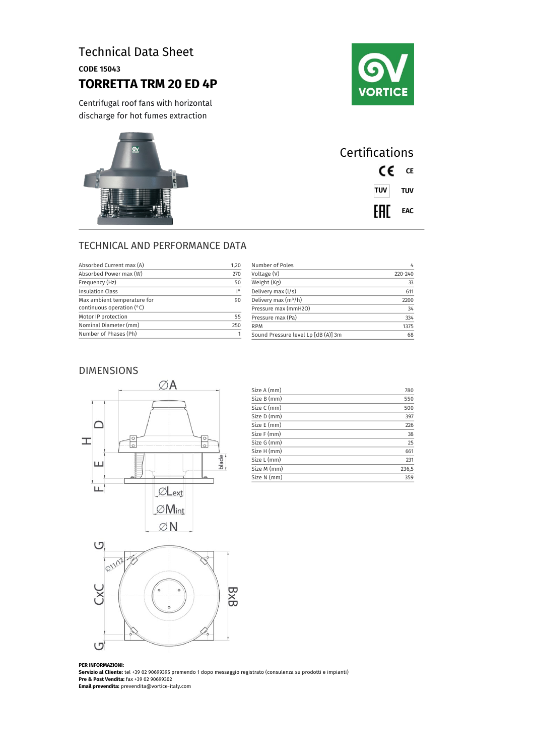# Technical Data Sheet

**CODE 15043**

## TORRETTA TRM 20 ED 4P

Centrifugal roof fans with horizontal discharge for hot fumes extraction

## Certifications

- CE
- TUV
- EAC

## TECHNICAL AND PERFORMANCE DATA

| Parameter | Value |
|---|---|
| Absorbed Current max (A) | 1,20 |
| Absorbed Power max (W) | 270 |
| Frequency (Hz) | 50 |
| Insulation Class | I° |
| Max ambient temperature for continuous operation (°C) | 90 |
| Motor IP protection | 55 |
| Nominal Diameter (mm) | 250 |
| Number of Phases (Ph) | 1 |

| Parameter | Value |
|---|---|
| Number of Poles | 4 |
| Voltage (V) | 220-240 |
| Weight (Kg) | 33 |
| Delivery max (l/s) | 611 |
| Delivery max ($m^3$/h) | 2200 |
| Pressure max (mmH2O) | 34 |
| Pressure max (Pa) | 334 |
| RPM | 1375 |
| Sound Pressure level Lp [dB (A)] 3m | 68 |

## DIMENSIONS

| Size | Value |
|---|---|
| Size A (mm) | 780 |
| Size B (mm) | 550 |
| Size C (mm) | 500 |
| Size D (mm) | 397 |
| Size E (mm) | 226 |
| Size F (mm) | 38 |
| Size G (mm) | 25 |
| Size H (mm) | 661 |
| Size L (mm) | 231 |
| Size M (mm) | 236,5 |
| Size N (mm) | 359 |

**PER INFORMAZIONI:**
**Servizio al Cliente:** tel +39 02 90699395 premendo 1 dopo messaggio registrato (consulenza su prodotti e impianti)
**Pre & Post Vendita:** fax +39 02 90699302
**Email prevendita:** prevendita@vortice-italy.com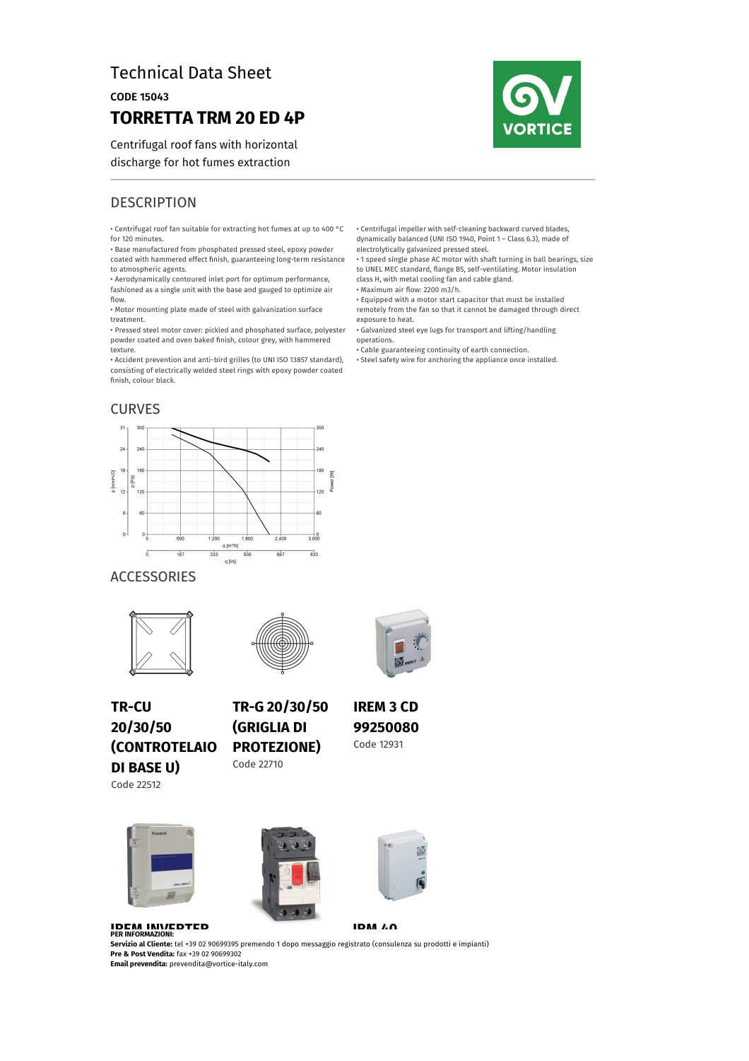# Technical Data Sheet

**CODE 15043**

## TORRETTA TRM 20 ED 4P

Centrifugal roof fans with horizontal discharge for hot fumes extraction

## DESCRIPTION

- Centrifugal roof fan suitable for extracting hot fumes at up to 400 °C for 120 minutes.
- Base manufactured from phosphated pressed steel, epoxy powder coated with hammered effect finish, guaranteeing long-term resistance to atmospheric agents.
- Aerodynamically contoured inlet port for optimum performance, fashioned as a single unit with the base and gauged to optimize air flow.
- Motor mounting plate made of steel with galvanization surface treatment.
- Pressed steel motor cover: pickled and phosphated surface, polyester powder coated and oven baked finish, colour grey, with hammered texture.
- Accident prevention and anti-bird grilles (to UNI ISO 13857 standard), consisting of electrically welded steel rings with epoxy powder coated finish, colour black.
- Centrifugal impeller with self-cleaning backward curved blades, dynamically balanced (UNI ISO 1940, Point 1 – Class 6.3), made of electrolytically galvanized pressed steel.
- 1 speed single phase AC motor with shaft turning in ball bearings, size to UNEL MEC standard, flange B5, self-ventilating. Motor insulation class H, with metal cooling fan and cable gland.
- Maximum air flow: 2200 m3/h.
- Equipped with a motor start capacitor that must be installed remotely from the fan so that it cannot be damaged through direct exposure to heat.
- Galvanized steel eye lugs for transport and lifting/handling operations.
- Cable guaranteeing continuity of earth connection.
- Steel safety wire for anchoring the appliance once installed.

## CURVES

## ACCESSORIES

**TR-CU 20/30/50 (CONTROTELAIO DI BASE U)**
Code 22512

**TR-G 20/30/50 (GRIGLIA DI PROTEZIONE)**
Code 22710

**IREM 3 CD 99250080**
Code 12931

**IREM INVERTER**

**IRM 40**

**PER INFORMAZIONI:**
**Servizio al Cliente:** tel +39 02 90699395 premendo 1 dopo messaggio registrato (consulenza su prodotti e impianti)
**Pre & Post Vendita:** fax +39 02 90699302
**Email prevendita:** prevendita@vortice-italy.com